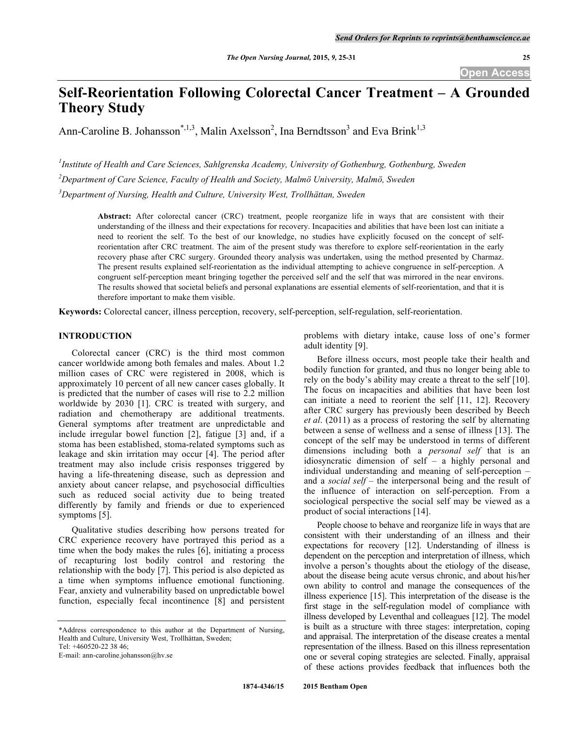# Self-Reorientation Following Colorectal Cancer Treatment – A Grounded Theory Study

Ann-Caroline B. Johansson[*,1,3], Malin Axelsson[2], Ina Berndtsson[3] and Eva Brink[1,3]

[1]*Institute of Health and Care Sciences, Sahlgrenska Academy, University of Gothenburg, Gothenburg, Sweden*

[2]*Department of Care Science, Faculty of Health and Society, Malmö University, Malmö, Sweden*

[3]*Department of Nursing, Health and Culture, University West, Trollhättan, Sweden*

**Abstract:** After colorectal cancer (CRC) treatment, people reorganize life in ways that are consistent with their understanding of the illness and their expectations for recovery. Incapacities and abilities that have been lost can initiate a need to reorient the self. To the best of our knowledge, no studies have explicitly focused on the concept of self-reorientation after CRC treatment. The aim of the present study was therefore to explore self-reorientation in the early recovery phase after CRC surgery. Grounded theory analysis was undertaken, using the method presented by Charmaz. The present results explained self-reorientation as the individual attempting to achieve congruence in self-perception. A congruent self-perception meant bringing together the perceived self and the self that was mirrored in the near environs. The results showed that societal beliefs and personal explanations are essential elements of self-reorientation, and that it is therefore important to make them visible.

**Keywords:** Colorectal cancer, illness perception, recovery, self-perception, self-regulation, self-reorientation.

## INTRODUCTION

Colorectal cancer (CRC) is the third most common cancer worldwide among both females and males. About 1.2 million cases of CRC were registered in 2008, which is approximately 10 percent of all new cancer cases globally. It is predicted that the number of cases will rise to 2.2 million worldwide by 2030 [1]. CRC is treated with surgery, and radiation and chemotherapy are additional treatments. General symptoms after treatment are unpredictable and include irregular bowel function [2], fatigue [3] and, if a stoma has been established, stoma-related symptoms such as leakage and skin irritation may occur [4]. The period after treatment may also include crisis responses triggered by having a life-threatening disease, such as depression and anxiety about cancer relapse, and psychosocial difficulties such as reduced social activity due to being treated differently by family and friends or due to experienced symptoms [5].

Qualitative studies describing how persons treated for CRC experience recovery have portrayed this period as a time when the body makes the rules [6], initiating a process of recapturing lost bodily control and restoring the relationship with the body [7]. This period is also depicted as a time when symptoms influence emotional functioning. Fear, anxiety and vulnerability based on unpredictable bowel function, especially fecal incontinence [8] and persistent problems with dietary intake, cause loss of one's former adult identity [9].

Before illness occurs, most people take their health and bodily function for granted, and thus no longer being able to rely on the body's ability may create a threat to the self [10]. The focus on incapacities and abilities that have been lost can initiate a need to reorient the self [11, 12]. Recovery after CRC surgery has previously been described by Beech *et al*. (2011) as a process of restoring the self by alternating between a sense of wellness and a sense of illness [13]. The concept of the self may be understood in terms of different dimensions including both a *personal self* that is an idiosyncratic dimension of self – a highly personal and individual understanding and meaning of self-perception – and a *social self* – the interpersonal being and the result of the influence of interaction on self-perception. From a sociological perspective the social self may be viewed as a product of social interactions [14].

People choose to behave and reorganize life in ways that are consistent with their understanding of an illness and their expectations for recovery [12]. Understanding of illness is dependent on the perception and interpretation of illness, which involve a person's thoughts about the etiology of the disease, about the disease being acute versus chronic, and about his/her own ability to control and manage the consequences of the illness experience [15]. This interpretation of the disease is the first stage in the self-regulation model of compliance with illness developed by Leventhal and colleagues [12]. The model is built as a structure with three stages: interpretation, coping and appraisal. The interpretation of the disease creates a mental representation of the illness. Based on this illness representation one or several coping strategies are selected. Finally, appraisal of these actions provides feedback that influences both the

\*Address correspondence to this author at the Department of Nursing, Health and Culture, University West, Trollhättan, Sweden; Tel: +460520-22 38 46; E-mail: ann-caroline.johansson@hv.se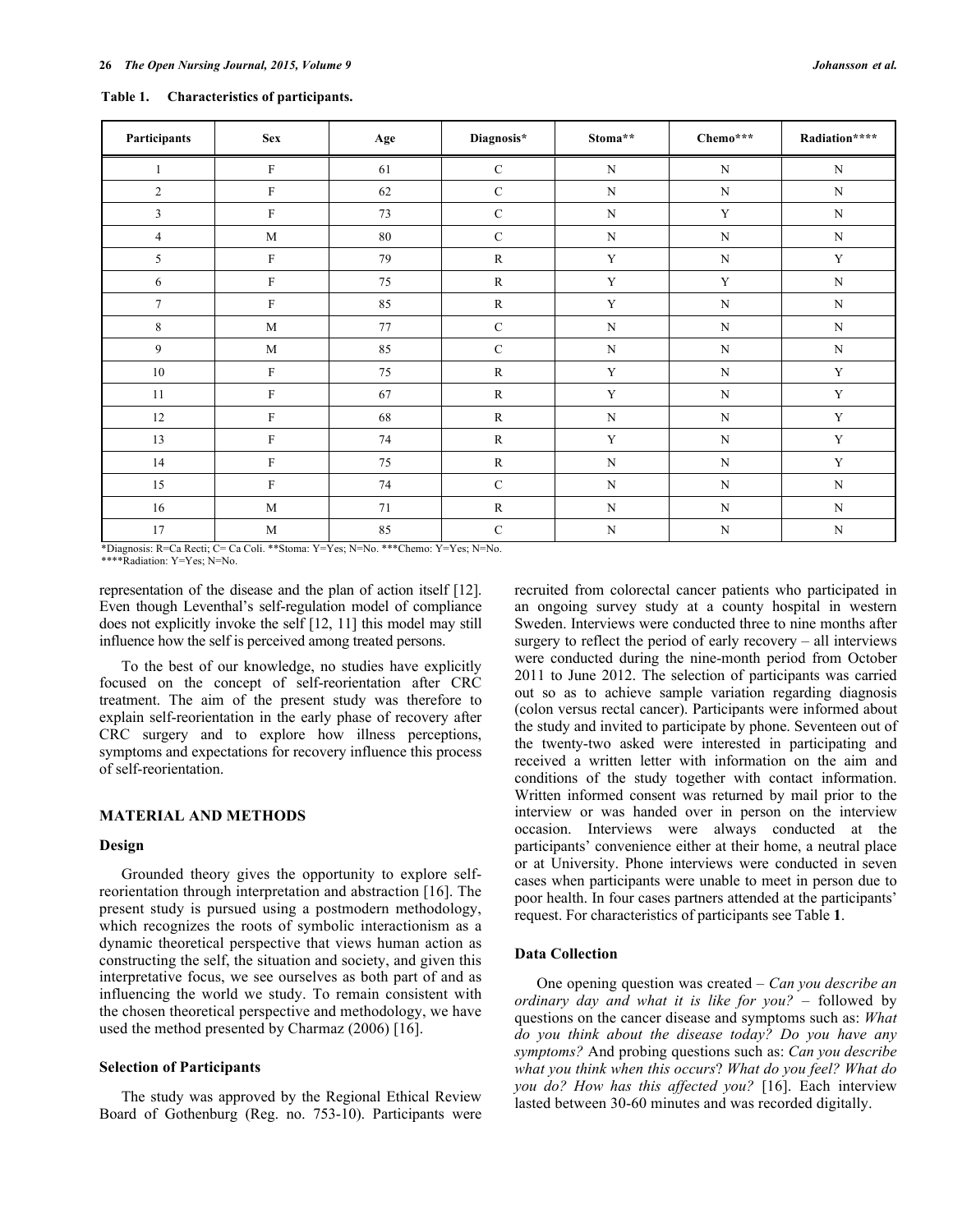**Table 1. Characteristics of participants.**

| Participants | Sex | Age | Diagnosis* | Stoma** | Chemo*** | Radiation**** |
|---|---|---|---|---|---|---|
| 1 | F | 61 | C | N | N | N |
| 2 | F | 62 | C | N | N | N |
| 3 | F | 73 | C | N | Y | N |
| 4 | M | 80 | C | N | N | N |
| 5 | F | 79 | R | Y | N | Y |
| 6 | F | 75 | R | Y | Y | N |
| 7 | F | 85 | R | Y | N | N |
| 8 | M | 77 | C | N | N | N |
| 9 | M | 85 | C | N | N | N |
| 10 | F | 75 | R | Y | N | Y |
| 11 | F | 67 | R | Y | N | Y |
| 12 | F | 68 | R | N | N | Y |
| 13 | F | 74 | R | Y | N | Y |
| 14 | F | 75 | R | N | N | Y |
| 15 | F | 74 | C | N | N | N |
| 16 | M | 71 | R | N | N | N |
| 17 | M | 85 | C | N | N | N |

*Diagnosis: R=Ca Recti; C= Ca Coli. **Stoma: Y=Yes; N=No. ***Chemo: Y=Yes; N=No.
****Radiation: Y=Yes; N=No.

representation of the disease and the plan of action itself [12]. Even though Leventhal's self-regulation model of compliance does not explicitly invoke the self [12, 11] this model may still influence how the self is perceived among treated persons.

To the best of our knowledge, no studies have explicitly focused on the concept of self-reorientation after CRC treatment. The aim of the present study was therefore to explain self-reorientation in the early phase of recovery after CRC surgery and to explore how illness perceptions, symptoms and expectations for recovery influence this process of self-reorientation.

## MATERIAL AND METHODS

### Design

Grounded theory gives the opportunity to explore self-reorientation through interpretation and abstraction [16]. The present study is pursued using a postmodern methodology, which recognizes the roots of symbolic interactionism as a dynamic theoretical perspective that views human action as constructing the self, the situation and society, and given this interpretative focus, we see ourselves as both part of and as influencing the world we study. To remain consistent with the chosen theoretical perspective and methodology, we have used the method presented by Charmaz (2006) [16].

### Selection of Participants

The study was approved by the Regional Ethical Review Board of Gothenburg (Reg. no. 753-10). Participants were recruited from colorectal cancer patients who participated in an ongoing survey study at a county hospital in western Sweden. Interviews were conducted three to nine months after surgery to reflect the period of early recovery – all interviews were conducted during the nine-month period from October 2011 to June 2012. The selection of participants was carried out so as to achieve sample variation regarding diagnosis (colon versus rectal cancer). Participants were informed about the study and invited to participate by phone. Seventeen out of the twenty-two asked were interested in participating and received a written letter with information on the aim and conditions of the study together with contact information. Written informed consent was returned by mail prior to the interview or was handed over in person on the interview occasion. Interviews were always conducted at the participants' convenience either at their home, a neutral place or at University. Phone interviews were conducted in seven cases when participants were unable to meet in person due to poor health. In four cases partners attended at the participants' request. For characteristics of participants see Table **1**.

### Data Collection

One opening question was created – *Can you describe an ordinary day and what it is like for you?* – followed by questions on the cancer disease and symptoms such as: *What do you think about the disease today? Do you have any symptoms?* And probing questions such as: *Can you describe what you think when this occurs*? *What do you feel? What do you do? How has this affected you?* [16]. Each interview lasted between 30-60 minutes and was recorded digitally.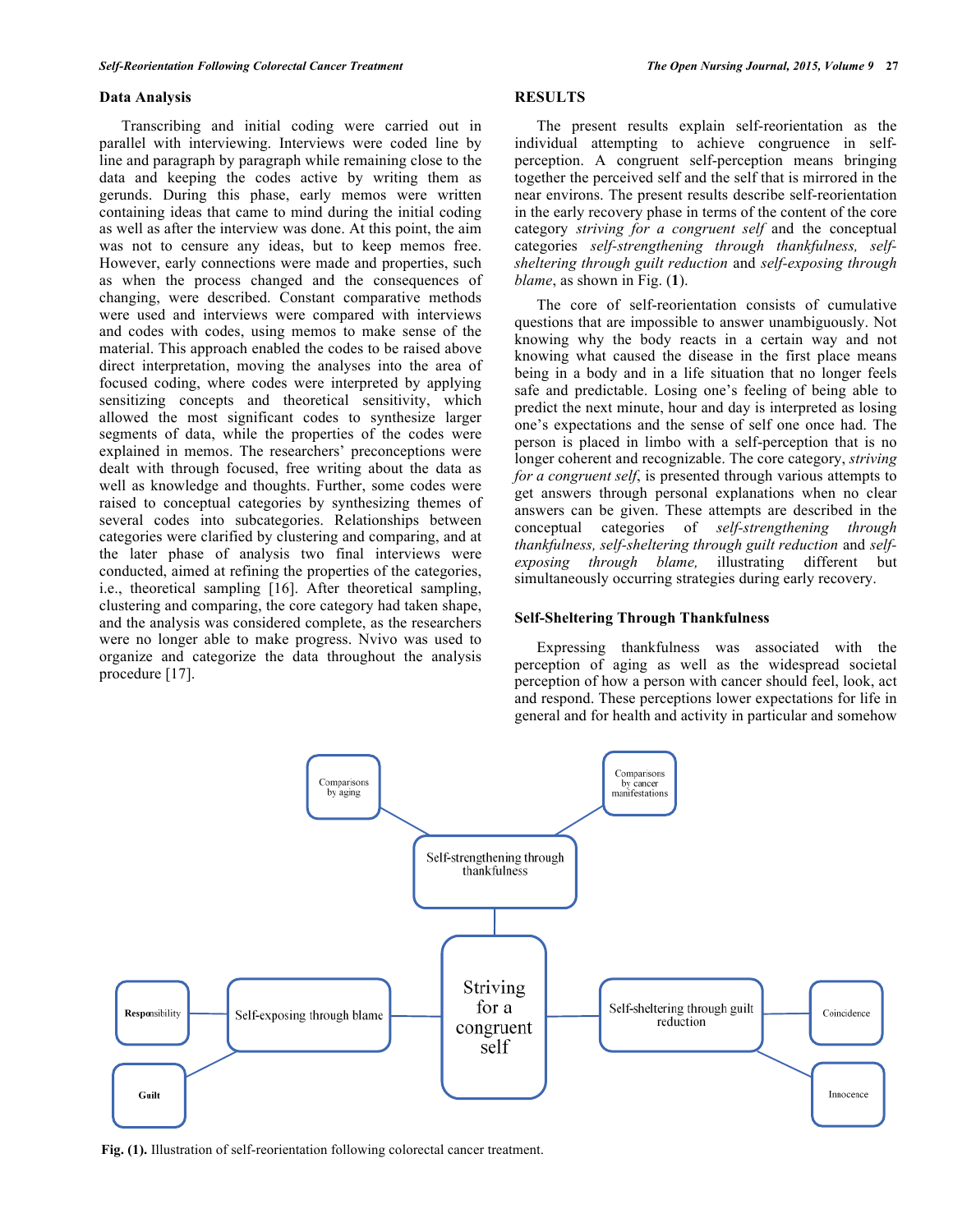## Data Analysis

Transcribing and initial coding were carried out in parallel with interviewing. Interviews were coded line by line and paragraph by paragraph while remaining close to the data and keeping the codes active by writing them as gerunds. During this phase, early memos were written containing ideas that came to mind during the initial coding as well as after the interview was done. At this point, the aim was not to censure any ideas, but to keep memos free. However, early connections were made and properties, such as when the process changed and the consequences of changing, were described. Constant comparative methods were used and interviews were compared with interviews and codes with codes, using memos to make sense of the material. This approach enabled the codes to be raised above direct interpretation, moving the analyses into the area of focused coding, where codes were interpreted by applying sensitizing concepts and theoretical sensitivity, which allowed the most significant codes to synthesize larger segments of data, while the properties of the codes were explained in memos. The researchers' preconceptions were dealt with through focused, free writing about the data as well as knowledge and thoughts. Further, some codes were raised to conceptual categories by synthesizing themes of several codes into subcategories. Relationships between categories were clarified by clustering and comparing, and at the later phase of analysis two final interviews were conducted, aimed at refining the properties of the categories, i.e., theoretical sampling [16]. After theoretical sampling, clustering and comparing, the core category had taken shape, and the analysis was considered complete, as the researchers were no longer able to make progress. Nvivo was used to organize and categorize the data throughout the analysis procedure [17].

## RESULTS

The present results explain self-reorientation as the individual attempting to achieve congruence in self-perception. A congruent self-perception means bringing together the perceived self and the self that is mirrored in the near environs. The present results describe self-reorientation in the early recovery phase in terms of the content of the core category *striving for a congruent self* and the conceptual categories *self-strengthening through thankfulness, self-sheltering through guilt reduction* and *self-exposing through blame*, as shown in Fig. (**1**).

The core of self-reorientation consists of cumulative questions that are impossible to answer unambiguously. Not knowing why the body reacts in a certain way and not knowing what caused the disease in the first place means being in a body and in a life situation that no longer feels safe and predictable. Losing one's feeling of being able to predict the next minute, hour and day is interpreted as losing one's expectations and the sense of self one once had. The person is placed in limbo with a self-perception that is no longer coherent and recognizable. The core category, *striving for a congruent self*, is presented through various attempts to get answers through personal explanations when no clear answers can be given. These attempts are described in the conceptual categories of *self-strengthening through thankfulness, self-sheltering through guilt reduction* and *self-exposing through blame,* illustrating different but simultaneously occurring strategies during early recovery.

## Self-Sheltering Through Thankfulness

Expressing thankfulness was associated with the perception of aging as well as the widespread societal perception of how a person with cancer should feel, look, act and respond. These perceptions lower expectations for life in general and for health and activity in particular and somehow

**Fig. (1).** Illustration of self-reorientation following colorectal cancer treatment.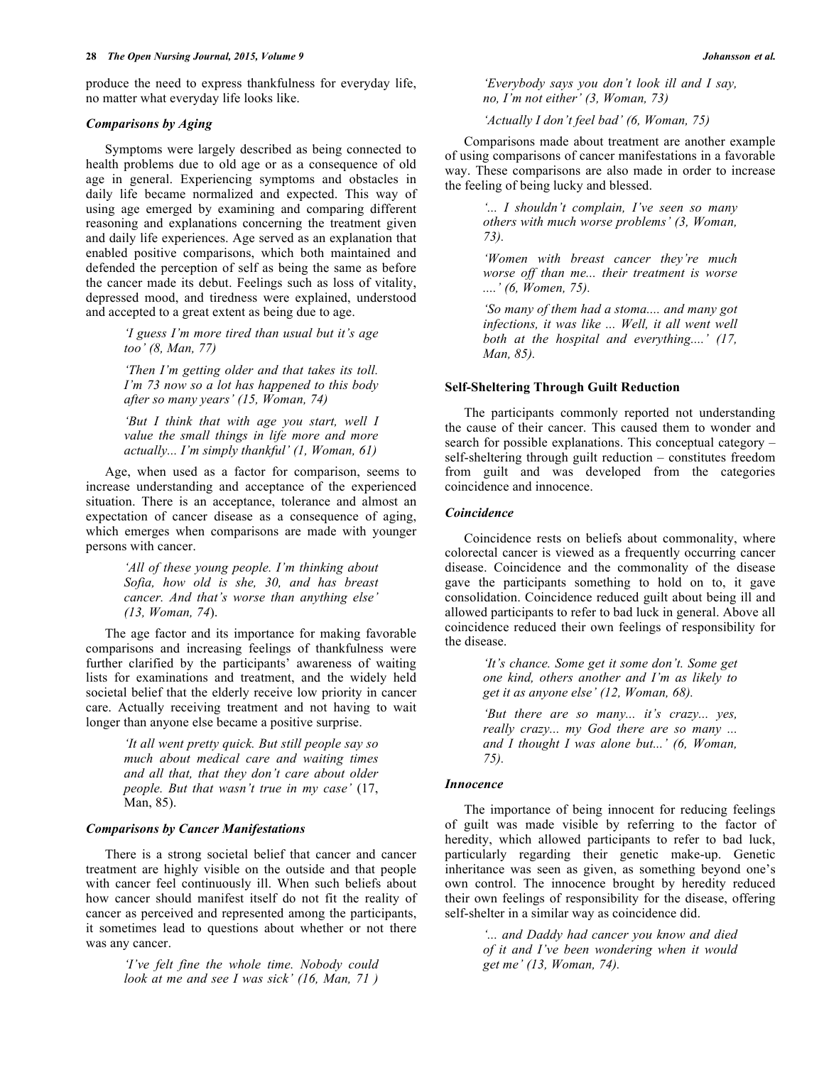produce the need to express thankfulness for everyday life, no matter what everyday life looks like.

### *Comparisons by Aging*

Symptoms were largely described as being connected to health problems due to old age or as a consequence of old age in general. Experiencing symptoms and obstacles in daily life became normalized and expected. This way of using age emerged by examining and comparing different reasoning and explanations concerning the treatment given and daily life experiences. Age served as an explanation that enabled positive comparisons, which both maintained and defended the perception of self as being the same as before the cancer made its debut. Feelings such as loss of vitality, depressed mood, and tiredness were explained, understood and accepted to a great extent as being due to age.

> *'I guess I'm more tired than usual but it's age too' (8, Man, 77)*
>
> *'Then I'm getting older and that takes its toll. I'm 73 now so a lot has happened to this body after so many years' (15, Woman, 74)*
>
> *'But I think that with age you start, well I value the small things in life more and more actually... I'm simply thankful' (1, Woman, 61)*

Age, when used as a factor for comparison, seems to increase understanding and acceptance of the experienced situation. There is an acceptance, tolerance and almost an expectation of cancer disease as a consequence of aging, which emerges when comparisons are made with younger persons with cancer.

> *'All of these young people. I'm thinking about Sofia, how old is she, 30, and has breast cancer. And that's worse than anything else' (13, Woman, 74)*.

The age factor and its importance for making favorable comparisons and increasing feelings of thankfulness were further clarified by the participants' awareness of waiting lists for examinations and treatment, and the widely held societal belief that the elderly receive low priority in cancer care. Actually receiving treatment and not having to wait longer than anyone else became a positive surprise.

> *'It all went pretty quick. But still people say so much about medical care and waiting times and all that, that they don't care about older people. But that wasn't true in my case'* (17, Man, 85).

### *Comparisons by Cancer Manifestations*

There is a strong societal belief that cancer and cancer treatment are highly visible on the outside and that people with cancer feel continuously ill. When such beliefs about how cancer should manifest itself do not fit the reality of cancer as perceived and represented among the participants, it sometimes lead to questions about whether or not there was any cancer.

> *'I've felt fine the whole time. Nobody could look at me and see I was sick' (16, Man, 71 )*
>
> *'Everybody says you don't look ill and I say, no, I'm not either' (3, Woman, 73)*
>
> *'Actually I don't feel bad' (6, Woman, 75)*

Comparisons made about treatment are another example of using comparisons of cancer manifestations in a favorable way. These comparisons are also made in order to increase the feeling of being lucky and blessed.

> *'... I shouldn't complain, I've seen so many others with much worse problems' (3, Woman, 73).*
>
> *'Women with breast cancer they're much worse off than me... their treatment is worse ....' (6, Women, 75).*
>
> *'So many of them had a stoma.... and many got infections, it was like ... Well, it all went well both at the hospital and everything....' (17, Man, 85).*

## Self-Sheltering Through Guilt Reduction

The participants commonly reported not understanding the cause of their cancer. This caused them to wonder and search for possible explanations. This conceptual category – self-sheltering through guilt reduction – constitutes freedom from guilt and was developed from the categories coincidence and innocence.

### *Coincidence*

Coincidence rests on beliefs about commonality, where colorectal cancer is viewed as a frequently occurring cancer disease. Coincidence and the commonality of the disease gave the participants something to hold on to, it gave consolidation. Coincidence reduced guilt about being ill and allowed participants to refer to bad luck in general. Above all coincidence reduced their own feelings of responsibility for the disease.

> *'It's chance. Some get it some don't. Some get one kind, others another and I'm as likely to get it as anyone else' (12, Woman, 68).*
>
> *'But there are so many... it's crazy... yes, really crazy... my God there are so many ... and I thought I was alone but...' (6, Woman, 75).*

### *Innocence*

The importance of being innocent for reducing feelings of guilt was made visible by referring to the factor of heredity, which allowed participants to refer to bad luck, particularly regarding their genetic make-up. Genetic inheritance was seen as given, as something beyond one's own control. The innocence brought by heredity reduced their own feelings of responsibility for the disease, offering self-shelter in a similar way as coincidence did.

> *'... and Daddy had cancer you know and died of it and I've been wondering when it would get me' (13, Woman, 74).*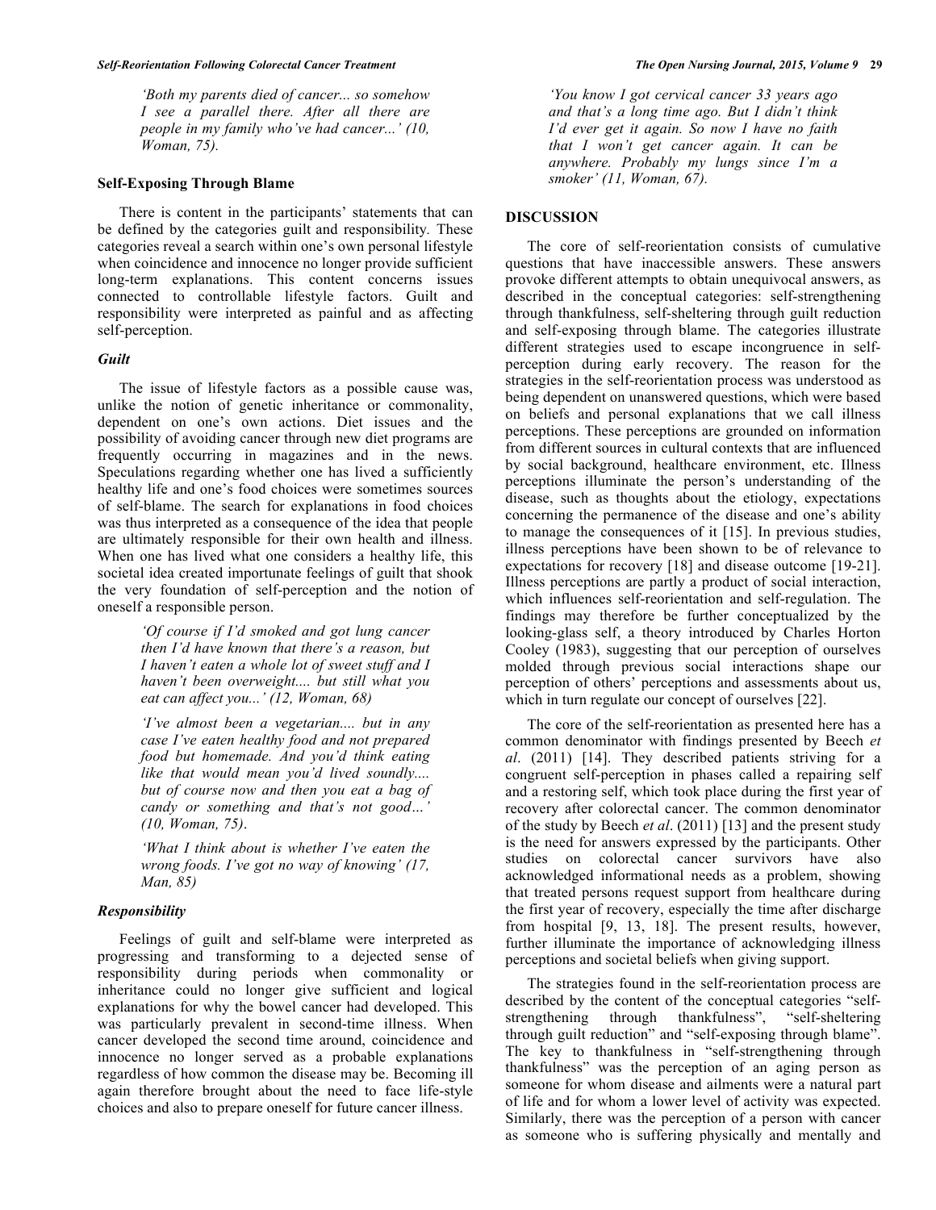> 'Both my parents died of cancer... so somehow I see a parallel there. After all there are people in my family who've had cancer...' (10, Woman, 75).

### Self-Exposing Through Blame

There is content in the participants' statements that can be defined by the categories guilt and responsibility. These categories reveal a search within one's own personal lifestyle when coincidence and innocence no longer provide sufficient long-term explanations. This content concerns issues connected to controllable lifestyle factors. Guilt and responsibility were interpreted as painful and as affecting self-perception.

#### *Guilt*

The issue of lifestyle factors as a possible cause was, unlike the notion of genetic inheritance or commonality, dependent on one's own actions. Diet issues and the possibility of avoiding cancer through new diet programs are frequently occurring in magazines and in the news. Speculations regarding whether one has lived a sufficiently healthy life and one's food choices were sometimes sources of self-blame. The search for explanations in food choices was thus interpreted as a consequence of the idea that people are ultimately responsible for their own health and illness. When one has lived what one considers a healthy life, this societal idea created importunate feelings of guilt that shook the very foundation of self-perception and the notion of oneself a responsible person.

> *'Of course if I'd smoked and got lung cancer then I'd have known that there's a reason, but I haven't eaten a whole lot of sweet stuff and I haven't been overweight.... but still what you eat can affect you...' (12, Woman, 68)*

> *'I've almost been a vegetarian.... but in any case I've eaten healthy food and not prepared food but homemade. And you'd think eating like that would mean you'd lived soundly.... but of course now and then you eat a bag of candy or something and that's not good…' (10, Woman, 75)*.

> *'What I think about is whether I've eaten the wrong foods. I've got no way of knowing' (17, Man, 85)*

#### *Responsibility*

Feelings of guilt and self-blame were interpreted as progressing and transforming to a dejected sense of responsibility during periods when commonality or inheritance could no longer give sufficient and logical explanations for why the bowel cancer had developed. This was particularly prevalent in second-time illness. When cancer developed the second time around, coincidence and innocence no longer served as a probable explanations regardless of how common the disease may be. Becoming ill again therefore brought about the need to face life-style choices and also to prepare oneself for future cancer illness.

> *'You know I got cervical cancer 33 years ago and that's a long time ago. But I didn't think I'd ever get it again. So now I have no faith that I won't get cancer again. It can be anywhere. Probably my lungs since I'm a smoker' (11, Woman, 67).*

## DISCUSSION

The core of self-reorientation consists of cumulative questions that have inaccessible answers. These answers provoke different attempts to obtain unequivocal answers, as described in the conceptual categories: self-strengthening through thankfulness, self-sheltering through guilt reduction and self-exposing through blame. The categories illustrate different strategies used to escape incongruence in self-perception during early recovery. The reason for the strategies in the self-reorientation process was understood as being dependent on unanswered questions, which were based on beliefs and personal explanations that we call illness perceptions. These perceptions are grounded on information from different sources in cultural contexts that are influenced by social background, healthcare environment, etc. Illness perceptions illuminate the person's understanding of the disease, such as thoughts about the etiology, expectations concerning the permanence of the disease and one's ability to manage the consequences of it [15]. In previous studies, illness perceptions have been shown to be of relevance to expectations for recovery [18] and disease outcome [19-21]. Illness perceptions are partly a product of social interaction, which influences self-reorientation and self-regulation. The findings may therefore be further conceptualized by the looking-glass self, a theory introduced by Charles Horton Cooley (1983), suggesting that our perception of ourselves molded through previous social interactions shape our perception of others' perceptions and assessments about us, which in turn regulate our concept of ourselves [22].

The core of the self-reorientation as presented here has a common denominator with findings presented by Beech *et al*. (2011) [14]. They described patients striving for a congruent self-perception in phases called a repairing self and a restoring self, which took place during the first year of recovery after colorectal cancer. The common denominator of the study by Beech *et al*. (2011) [13] and the present study is the need for answers expressed by the participants. Other studies on colorectal cancer survivors have also acknowledged informational needs as a problem, showing that treated persons request support from healthcare during the first year of recovery, especially the time after discharge from hospital [9, 13, 18]. The present results, however, further illuminate the importance of acknowledging illness perceptions and societal beliefs when giving support.

The strategies found in the self-reorientation process are described by the content of the conceptual categories "self-strengthening through thankfulness", "self-sheltering through guilt reduction" and "self-exposing through blame". The key to thankfulness in "self-strengthening through thankfulness" was the perception of an aging person as someone for whom disease and ailments were a natural part of life and for whom a lower level of activity was expected. Similarly, there was the perception of a person with cancer as someone who is suffering physically and mentally and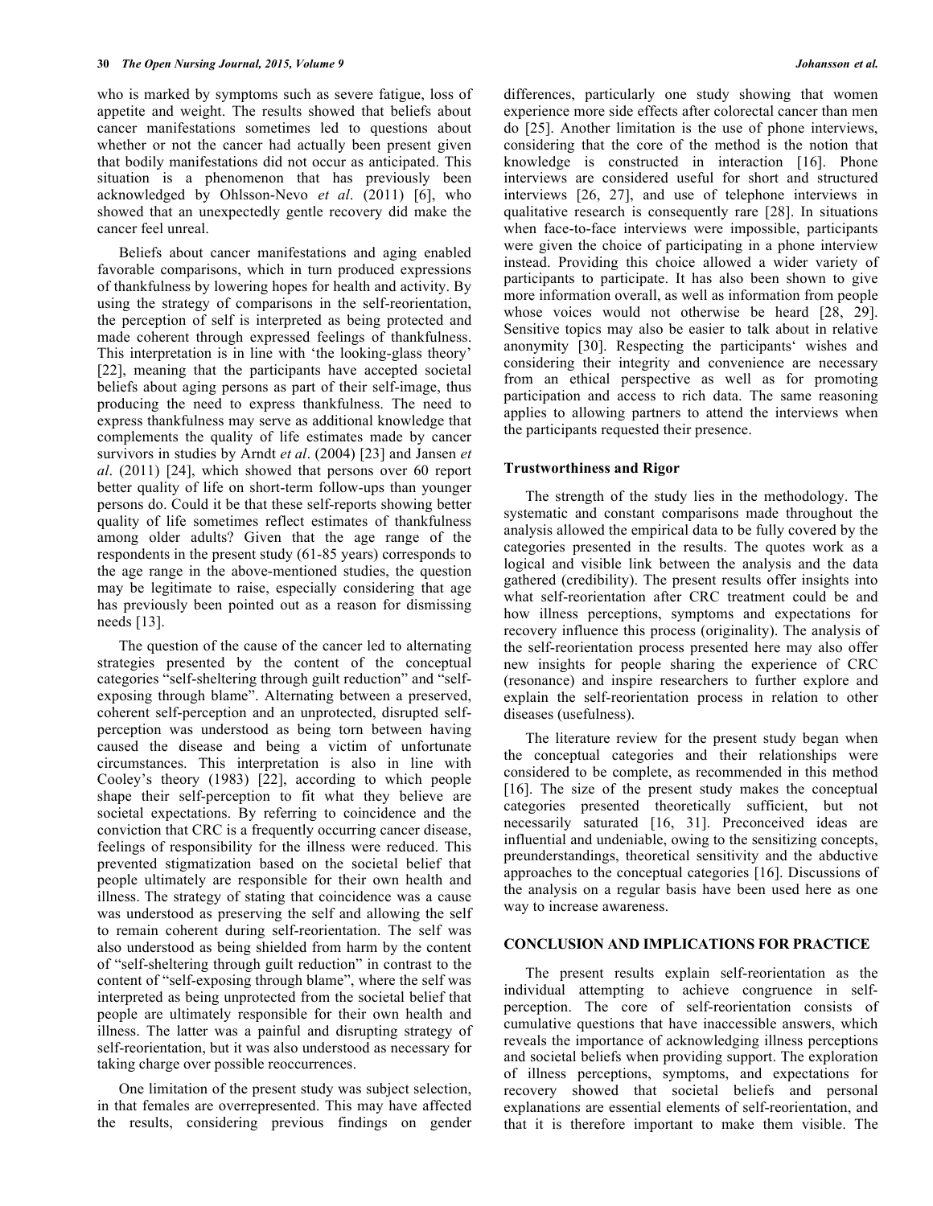who is marked by symptoms such as severe fatigue, loss of appetite and weight. The results showed that beliefs about cancer manifestations sometimes led to questions about whether or not the cancer had actually been present given that bodily manifestations did not occur as anticipated. This situation is a phenomenon that has previously been acknowledged by Ohlsson-Nevo *et al*. (2011) [6], who showed that an unexpectedly gentle recovery did make the cancer feel unreal.

Beliefs about cancer manifestations and aging enabled favorable comparisons, which in turn produced expressions of thankfulness by lowering hopes for health and activity. By using the strategy of comparisons in the self-reorientation, the perception of self is interpreted as being protected and made coherent through expressed feelings of thankfulness. This interpretation is in line with 'the looking-glass theory' [22], meaning that the participants have accepted societal beliefs about aging persons as part of their self-image, thus producing the need to express thankfulness. The need to express thankfulness may serve as additional knowledge that complements the quality of life estimates made by cancer survivors in studies by Arndt *et al*. (2004) [23] and Jansen *et al*. (2011) [24], which showed that persons over 60 report better quality of life on short-term follow-ups than younger persons do. Could it be that these self-reports showing better quality of life sometimes reflect estimates of thankfulness among older adults? Given that the age range of the respondents in the present study (61-85 years) corresponds to the age range in the above-mentioned studies, the question may be legitimate to raise, especially considering that age has previously been pointed out as a reason for dismissing needs [13].

The question of the cause of the cancer led to alternating strategies presented by the content of the conceptual categories "self-sheltering through guilt reduction" and "self-exposing through blame". Alternating between a preserved, coherent self-perception and an unprotected, disrupted self-perception was understood as being torn between having caused the disease and being a victim of unfortunate circumstances. This interpretation is also in line with Cooley's theory (1983) [22], according to which people shape their self-perception to fit what they believe are societal expectations. By referring to coincidence and the conviction that CRC is a frequently occurring cancer disease, feelings of responsibility for the illness were reduced. This prevented stigmatization based on the societal belief that people ultimately are responsible for their own health and illness. The strategy of stating that coincidence was a cause was understood as preserving the self and allowing the self to remain coherent during self-reorientation. The self was also understood as being shielded from harm by the content of "self-sheltering through guilt reduction" in contrast to the content of "self-exposing through blame", where the self was interpreted as being unprotected from the societal belief that people are ultimately responsible for their own health and illness. The latter was a painful and disrupting strategy of self-reorientation, but it was also understood as necessary for taking charge over possible reoccurrences.

One limitation of the present study was subject selection, in that females are overrepresented. This may have affected the results, considering previous findings on gender differences, particularly one study showing that women experience more side effects after colorectal cancer than men do [25]. Another limitation is the use of phone interviews, considering that the core of the method is the notion that knowledge is constructed in interaction [16]. Phone interviews are considered useful for short and structured interviews [26, 27], and use of telephone interviews in qualitative research is consequently rare [28]. In situations when face-to-face interviews were impossible, participants were given the choice of participating in a phone interview instead. Providing this choice allowed a wider variety of participants to participate. It has also been shown to give more information overall, as well as information from people whose voices would not otherwise be heard [28, 29]. Sensitive topics may also be easier to talk about in relative anonymity [30]. Respecting the participants' wishes and considering their integrity and convenience are necessary from an ethical perspective as well as for promoting participation and access to rich data. The same reasoning applies to allowing partners to attend the interviews when the participants requested their presence.

### Trustworthiness and Rigor

The strength of the study lies in the methodology. The systematic and constant comparisons made throughout the analysis allowed the empirical data to be fully covered by the categories presented in the results. The quotes work as a logical and visible link between the analysis and the data gathered (credibility). The present results offer insights into what self-reorientation after CRC treatment could be and how illness perceptions, symptoms and expectations for recovery influence this process (originality). The analysis of the self-reorientation process presented here may also offer new insights for people sharing the experience of CRC (resonance) and inspire researchers to further explore and explain the self-reorientation process in relation to other diseases (usefulness).

The literature review for the present study began when the conceptual categories and their relationships were considered to be complete, as recommended in this method [16]. The size of the present study makes the conceptual categories presented theoretically sufficient, but not necessarily saturated [16, 31]. Preconceived ideas are influential and undeniable, owing to the sensitizing concepts, preunderstandings, theoretical sensitivity and the abductive approaches to the conceptual categories [16]. Discussions of the analysis on a regular basis have been used here as one way to increase awareness.

## CONCLUSION AND IMPLICATIONS FOR PRACTICE

The present results explain self-reorientation as the individual attempting to achieve congruence in self-perception. The core of self-reorientation consists of cumulative questions that have inaccessible answers, which reveals the importance of acknowledging illness perceptions and societal beliefs when providing support. The exploration of illness perceptions, symptoms, and expectations for recovery showed that societal beliefs and personal explanations are essential elements of self-reorientation, and that it is therefore important to make them visible. The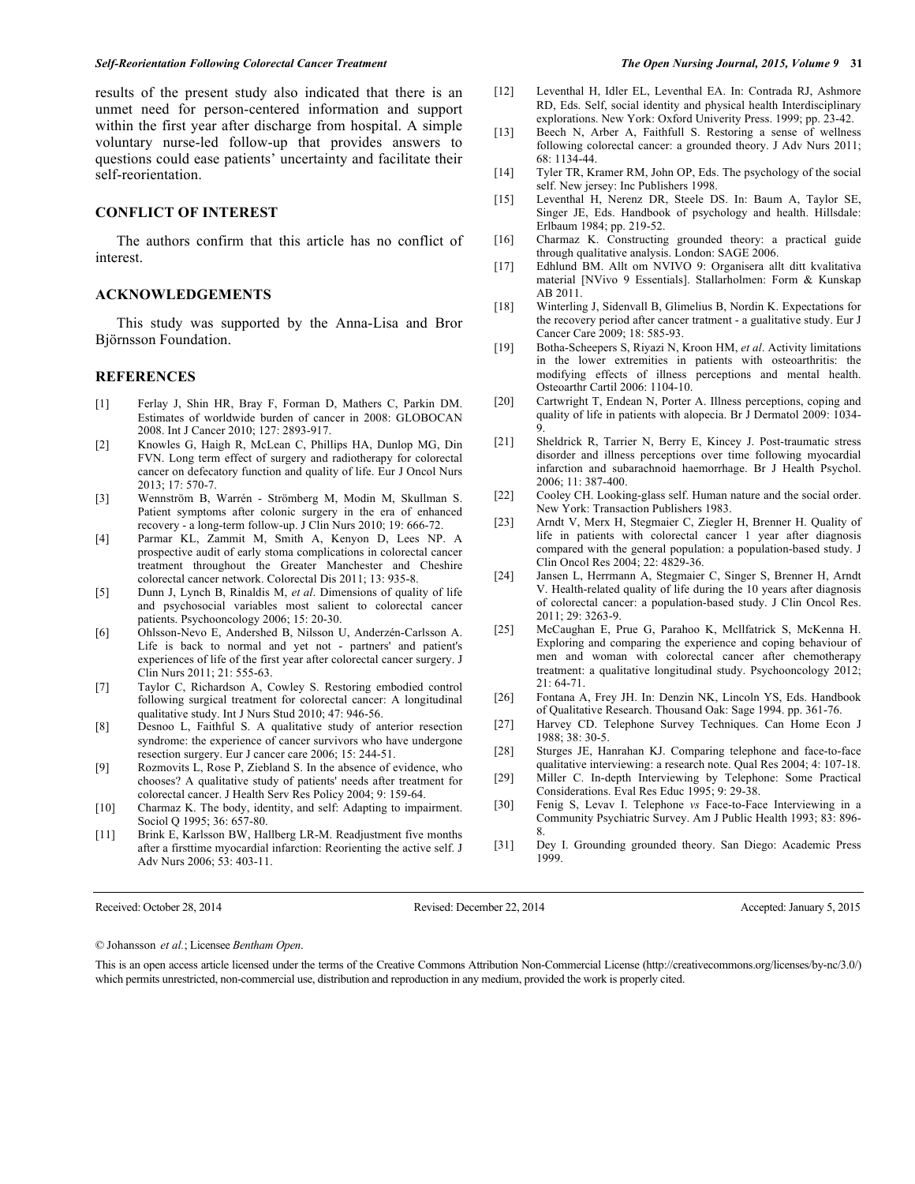results of the present study also indicated that there is an unmet need for person-centered information and support within the first year after discharge from hospital. A simple voluntary nurse-led follow-up that provides answers to questions could ease patients' uncertainty and facilitate their self-reorientation.

## CONFLICT OF INTEREST

The authors confirm that this article has no conflict of interest.

## ACKNOWLEDGEMENTS

This study was supported by the Anna-Lisa and Bror Björnsson Foundation.

## REFERENCES

[1] Ferlay J, Shin HR, Bray F, Forman D, Mathers C, Parkin DM. Estimates of worldwide burden of cancer in 2008: GLOBOCAN 2008. Int J Cancer 2010; 127: 2893-917.

[2] Knowles G, Haigh R, McLean C, Phillips HA, Dunlop MG, Din FVN. Long term effect of surgery and radiotherapy for colorectal cancer on defecatory function and quality of life. Eur J Oncol Nurs 2013; 17: 570-7.

[3] Wennström B, Warrén - Strömberg M, Modin M, Skullman S. Patient symptoms after colonic surgery in the era of enhanced recovery - a long-term follow-up. J Clin Nurs 2010; 19: 666-72.

[4] Parmar KL, Zammit M, Smith A, Kenyon D, Lees NP. A prospective audit of early stoma complications in colorectal cancer treatment throughout the Greater Manchester and Cheshire colorectal cancer network. Colorectal Dis 2011; 13: 935-8.

[5] Dunn J, Lynch B, Rinaldis M, *et al*. Dimensions of quality of life and psychosocial variables most salient to colorectal cancer patients. Psychooncology 2006; 15: 20-30.

[6] Ohlsson-Nevo E, Andershed B, Nilsson U, Anderzén-Carlsson A. Life is back to normal and yet not - partners' and patient's experiences of life of the first year after colorectal cancer surgery. J Clin Nurs 2011; 21: 555-63.

[7] Taylor C, Richardson A, Cowley S. Restoring embodied control following surgical treatment for colorectal cancer: A longitudinal qualitative study. Int J Nurs Stud 2010; 47: 946-56.

[8] Desnoo L, Faithful S. A qualitative study of anterior resection syndrome: the experience of cancer survivors who have undergone resection surgery. Eur J cancer care 2006; 15: 244-51.

[9] Rozmovits L, Rose P, Ziebland S. In the absence of evidence, who chooses? A qualitative study of patients' needs after treatment for colorectal cancer. J Health Serv Res Policy 2004; 9: 159-64.

[10] Charmaz K. The body, identity, and self: Adapting to impairment. Sociol Q 1995; 36: 657-80.

[11] Brink E, Karlsson BW, Hallberg LR-M. Readjustment five months after a firsttime myocardial infarction: Reorienting the active self. J Adv Nurs 2006; 53: 403-11.

[12] Leventhal H, Idler EL, Leventhal EA. In: Contrada RJ, Ashmore RD, Eds. Self, social identity and physical health Interdisciplinary explorations. New York: Oxford Univerity Press. 1999; pp. 23-42.

[13] Beech N, Arber A, Faithfull S. Restoring a sense of wellness following colorectal cancer: a grounded theory. J Adv Nurs 2011; 68: 1134-44.

[14] Tyler TR, Kramer RM, John OP, Eds. The psychology of the social self. New jersey: Inc Publishers 1998.

[15] Leventhal H, Nerenz DR, Steele DS. In: Baum A, Taylor SE, Singer JE, Eds. Handbook of psychology and health. Hillsdale: Erlbaum 1984; pp. 219-52.

[16] Charmaz K. Constructing grounded theory: a practical guide through qualitative analysis. London: SAGE 2006.

[17] Edhlund BM. Allt om NVIVO 9: Organisera allt ditt kvalitativa material [NVivo 9 Essentials]. Stallarholmen: Form & Kunskap AB 2011.

[18] Winterling J, Sidenvall B, Glimelius B, Nordin K. Expectations for the recovery period after cancer tratment - a gualitative study. Eur J Cancer Care 2009; 18: 585-93.

[19] Botha-Scheepers S, Riyazi N, Kroon HM, *et al*. Activity limitations in the lower extremities in patients with osteoarthritis: the modifying effects of illness perceptions and mental health. Osteoarthr Cartil 2006: 1104-10.

[20] Cartwright T, Endean N, Porter A. Illness perceptions, coping and quality of life in patients with alopecia. Br J Dermatol 2009: 1034-9.

[21] Sheldrick R, Tarrier N, Berry E, Kincey J. Post-traumatic stress disorder and illness perceptions over time following myocardial infarction and subarachnoid haemorrhage. Br J Health Psychol. 2006; 11: 387-400.

[22] Cooley CH. Looking-glass self. Human nature and the social order. New York: Transaction Publishers 1983.

[23] Arndt V, Merx H, Stegmaier C, Ziegler H, Brenner H. Quality of life in patients with colorectal cancer 1 year after diagnosis compared with the general population: a population-based study. J Clin Oncol Res 2004; 22: 4829-36.

[24] Jansen L, Herrmann A, Stegmaier C, Singer S, Brenner H, Arndt V. Health-related quality of life during the 10 years after diagnosis of colorectal cancer: a population-based study. J Clin Oncol Res. 2011; 29: 3263-9.

[25] McCaughan E, Prue G, Parahoo K, Mcllfatrick S, McKenna H. Exploring and comparing the experience and coping behaviour of men and woman with colorectal cancer after chemotherapy treatment: a qualitative longitudinal study. Psychooncology 2012; 21: 64-71.

[26] Fontana A, Frey JH. In: Denzin NK, Lincoln YS, Eds. Handbook of Qualitative Research. Thousand Oak: Sage 1994. pp. 361-76.

[27] Harvey CD. Telephone Survey Techniques. Can Home Econ J 1988; 38: 30-5.

[28] Sturges JE, Hanrahan KJ. Comparing telephone and face-to-face qualitative interviewing: a research note. Qual Res 2004; 4: 107-18.

[29] Miller C. In-depth Interviewing by Telephone: Some Practical Considerations. Eval Res Educ 1995; 9: 29-38.

[30] Fenig S, Levav I. Telephone *vs* Face-to-Face Interviewing in a Community Psychiatric Survey. Am J Public Health 1993; 83: 896-8.

[31] Dey I. Grounding grounded theory. San Diego: Academic Press 1999.

Received: October 28, 2014 Revised: December 22, 2014 Accepted: January 5, 2015

© Johansson *et al.*; Licensee *Bentham Open*.

This is an open access article licensed under the terms of the Creative Commons Attribution Non-Commercial License (http://creativecommons.org/licenses/by-nc/3.0/) which permits unrestricted, non-commercial use, distribution and reproduction in any medium, provided the work is properly cited.